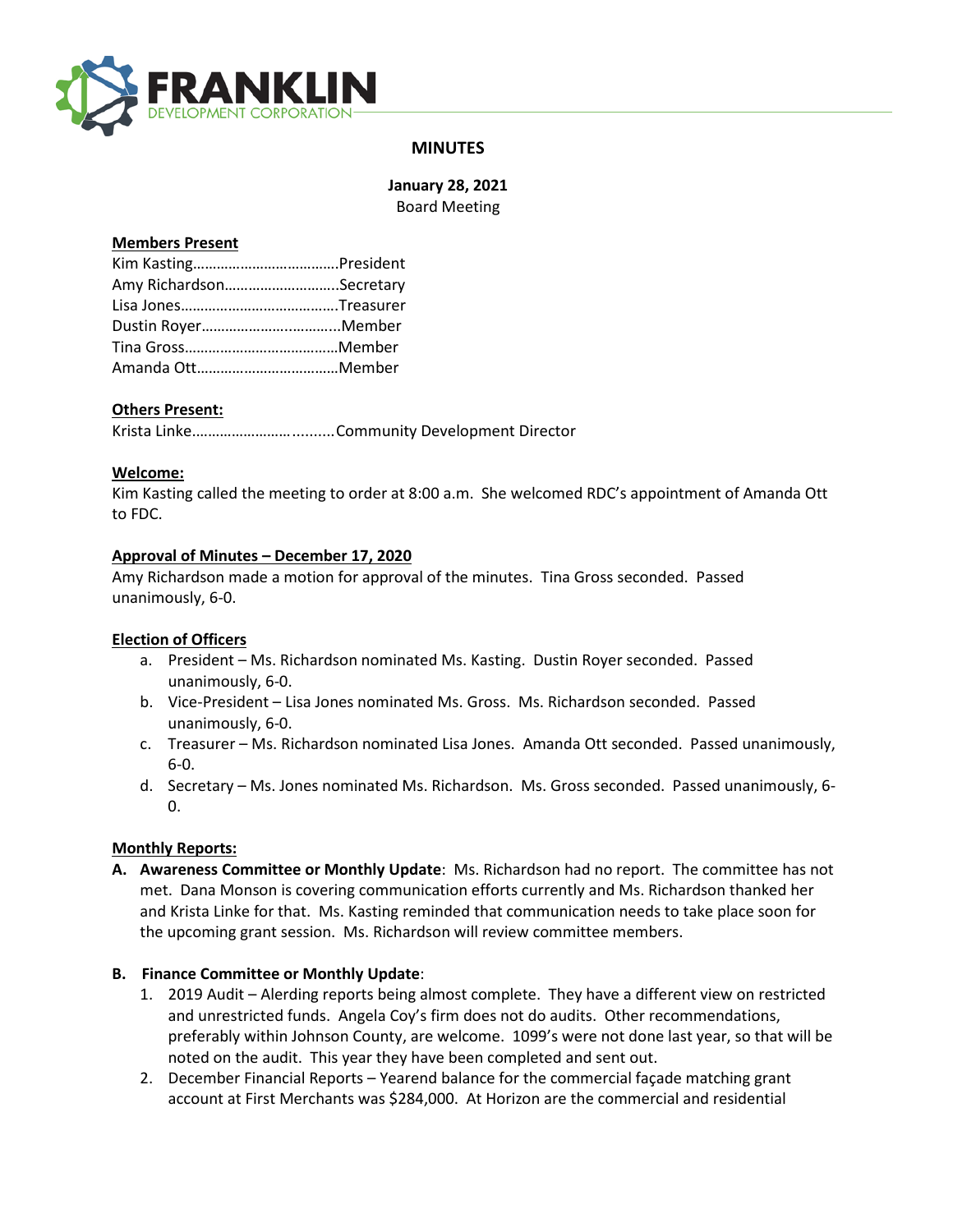# FRANKLIN DEVELOPMENT CORPORATION

## MINUTES

**January 28, 2021**
Board Meeting

**Members Present**

Kim Kasting……………………………….President
Amy Richardson………………………..Secretary
Lisa Jones…………………………………Treasurer
Dustin Royer……………………...……...Member
Tina Gross…………………………………Member
Amanda Ott………………………………Member

**Others Present:**

Krista Linke……………………..........Community Development Director

**Welcome:**

Kim Kasting called the meeting to order at 8:00 a.m. She welcomed RDC's appointment of Amanda Ott to FDC.

**Approval of Minutes – December 17, 2020**

Amy Richardson made a motion for approval of the minutes. Tina Gross seconded. Passed unanimously, 6-0.

**Election of Officers**

a. President – Ms. Richardson nominated Ms. Kasting. Dustin Royer seconded. Passed unanimously, 6-0.
b. Vice-President – Lisa Jones nominated Ms. Gross. Ms. Richardson seconded. Passed unanimously, 6-0.
c. Treasurer – Ms. Richardson nominated Lisa Jones. Amanda Ott seconded. Passed unanimously, 6-0.
d. Secretary – Ms. Jones nominated Ms. Richardson. Ms. Gross seconded. Passed unanimously, 6-0.

**Monthly Reports:**

**A. Awareness Committee or Monthly Update**: Ms. Richardson had no report. The committee has not met. Dana Monson is covering communication efforts currently and Ms. Richardson thanked her and Krista Linke for that. Ms. Kasting reminded that communication needs to take place soon for the upcoming grant session. Ms. Richardson will review committee members.

**B. Finance Committee or Monthly Update**:

1. 2019 Audit – Alerding reports being almost complete. They have a different view on restricted and unrestricted funds. Angela Coy's firm does not do audits. Other recommendations, preferably within Johnson County, are welcome. 1099's were not done last year, so that will be noted on the audit. This year they have been completed and sent out.
2. December Financial Reports – Yearend balance for the commercial façade matching grant account at First Merchants was $284,000. At Horizon are the commercial and residential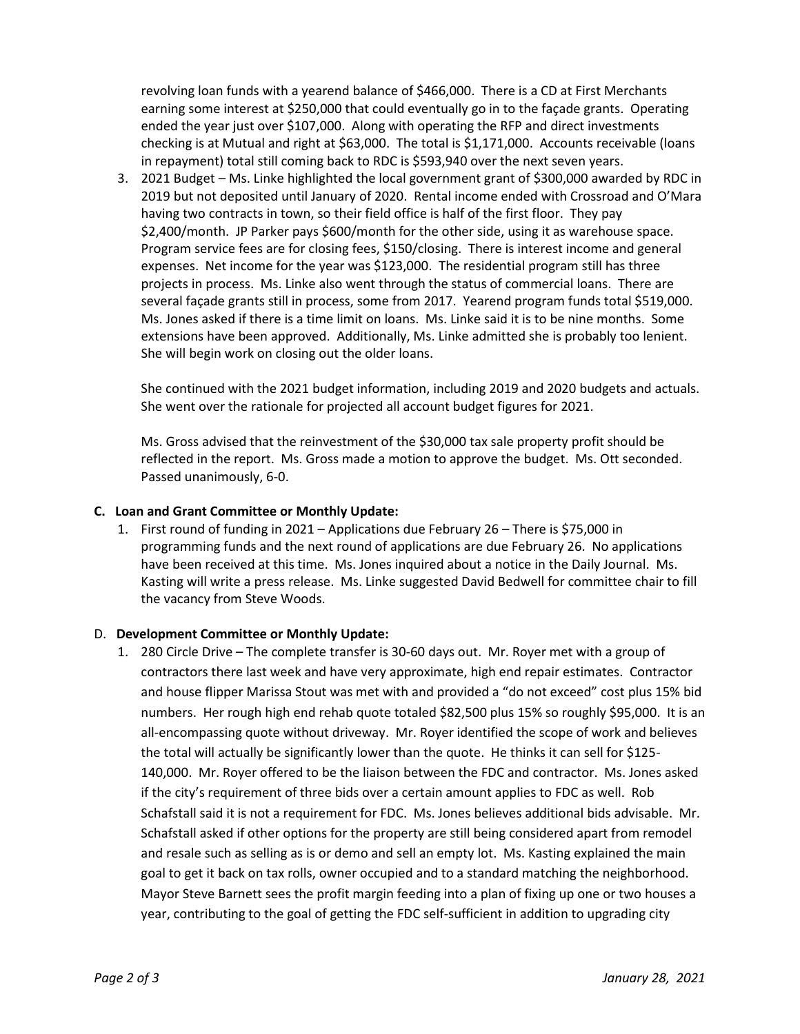revolving loan funds with a yearend balance of $466,000. There is a CD at First Merchants earning some interest at $250,000 that could eventually go in to the façade grants. Operating ended the year just over $107,000. Along with operating the RFP and direct investments checking is at Mutual and right at $63,000. The total is $1,171,000. Accounts receivable (loans in repayment) total still coming back to RDC is $593,940 over the next seven years.

3. 2021 Budget – Ms. Linke highlighted the local government grant of $300,000 awarded by RDC in 2019 but not deposited until January of 2020. Rental income ended with Crossroad and O'Mara having two contracts in town, so their field office is half of the first floor. They pay $2,400/month. JP Parker pays $600/month for the other side, using it as warehouse space. Program service fees are for closing fees, $150/closing. There is interest income and general expenses. Net income for the year was $123,000. The residential program still has three projects in process. Ms. Linke also went through the status of commercial loans. There are several façade grants still in process, some from 2017. Yearend program funds total $519,000. Ms. Jones asked if there is a time limit on loans. Ms. Linke said it is to be nine months. Some extensions have been approved. Additionally, Ms. Linke admitted she is probably too lenient. She will begin work on closing out the older loans.

   She continued with the 2021 budget information, including 2019 and 2020 budgets and actuals. She went over the rationale for projected all account budget figures for 2021.

   Ms. Gross advised that the reinvestment of the $30,000 tax sale property profit should be reflected in the report. Ms. Gross made a motion to approve the budget. Ms. Ott seconded. Passed unanimously, 6-0.

**C. Loan and Grant Committee or Monthly Update:**

1. First round of funding in 2021 – Applications due February 26 – There is $75,000 in programming funds and the next round of applications are due February 26. No applications have been received at this time. Ms. Jones inquired about a notice in the Daily Journal. Ms. Kasting will write a press release. Ms. Linke suggested David Bedwell for committee chair to fill the vacancy from Steve Woods.

D. **Development Committee or Monthly Update:**

1. 280 Circle Drive – The complete transfer is 30-60 days out. Mr. Royer met with a group of contractors there last week and have very approximate, high end repair estimates. Contractor and house flipper Marissa Stout was met with and provided a "do not exceed" cost plus 15% bid numbers. Her rough high end rehab quote totaled $82,500 plus 15% so roughly $95,000. It is an all-encompassing quote without driveway. Mr. Royer identified the scope of work and believes the total will actually be significantly lower than the quote. He thinks it can sell for $125-140,000. Mr. Royer offered to be the liaison between the FDC and contractor. Ms. Jones asked if the city's requirement of three bids over a certain amount applies to FDC as well. Rob Schafstall said it is not a requirement for FDC. Ms. Jones believes additional bids advisable. Mr. Schafstall asked if other options for the property are still being considered apart from remodel and resale such as selling as is or demo and sell an empty lot. Ms. Kasting explained the main goal to get it back on tax rolls, owner occupied and to a standard matching the neighborhood. Mayor Steve Barnett sees the profit margin feeding into a plan of fixing up one or two houses a year, contributing to the goal of getting the FDC self-sufficient in addition to upgrading city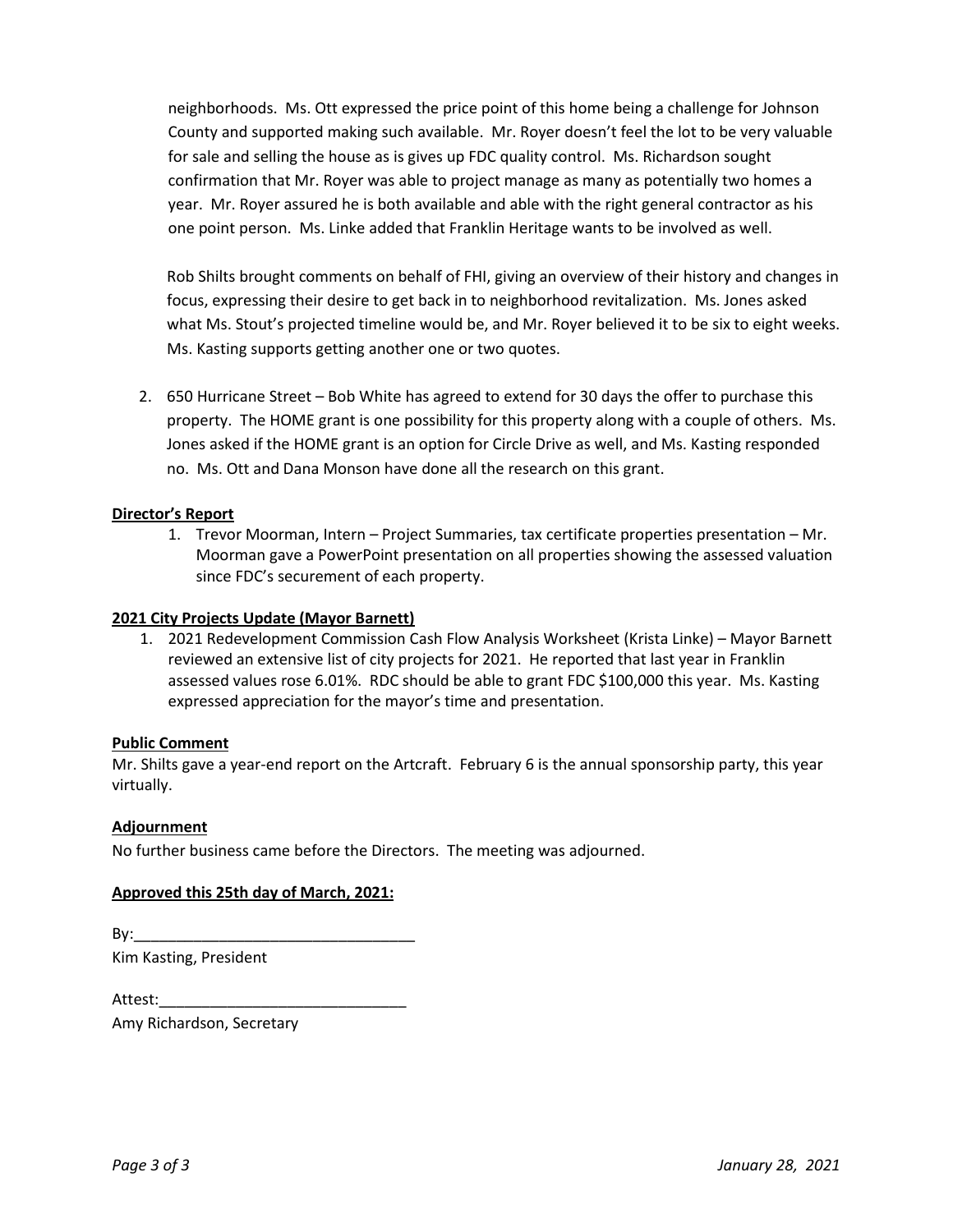neighborhoods. Ms. Ott expressed the price point of this home being a challenge for Johnson County and supported making such available. Mr. Royer doesn't feel the lot to be very valuable for sale and selling the house as is gives up FDC quality control. Ms. Richardson sought confirmation that Mr. Royer was able to project manage as many as potentially two homes a year. Mr. Royer assured he is both available and able with the right general contractor as his one point person. Ms. Linke added that Franklin Heritage wants to be involved as well.

Rob Shilts brought comments on behalf of FHI, giving an overview of their history and changes in focus, expressing their desire to get back in to neighborhood revitalization. Ms. Jones asked what Ms. Stout's projected timeline would be, and Mr. Royer believed it to be six to eight weeks. Ms. Kasting supports getting another one or two quotes.

2. 650 Hurricane Street – Bob White has agreed to extend for 30 days the offer to purchase this property. The HOME grant is one possibility for this property along with a couple of others. Ms. Jones asked if the HOME grant is an option for Circle Drive as well, and Ms. Kasting responded no. Ms. Ott and Dana Monson have done all the research on this grant.

**Director's Report**

1. Trevor Moorman, Intern – Project Summaries, tax certificate properties presentation – Mr. Moorman gave a PowerPoint presentation on all properties showing the assessed valuation since FDC's securement of each property.

**2021 City Projects Update (Mayor Barnett)**

1. 2021 Redevelopment Commission Cash Flow Analysis Worksheet (Krista Linke) – Mayor Barnett reviewed an extensive list of city projects for 2021. He reported that last year in Franklin assessed values rose 6.01%. RDC should be able to grant FDC $100,000 this year. Ms. Kasting expressed appreciation for the mayor's time and presentation.

**Public Comment**

Mr. Shilts gave a year-end report on the Artcraft. February 6 is the annual sponsorship party, this year virtually.

**Adjournment**

No further business came before the Directors. The meeting was adjourned.

**Approved this 25th day of March, 2021:**

By:_________________________________
Kim Kasting, President

Attest:_____________________________
Amy Richardson, Secretary